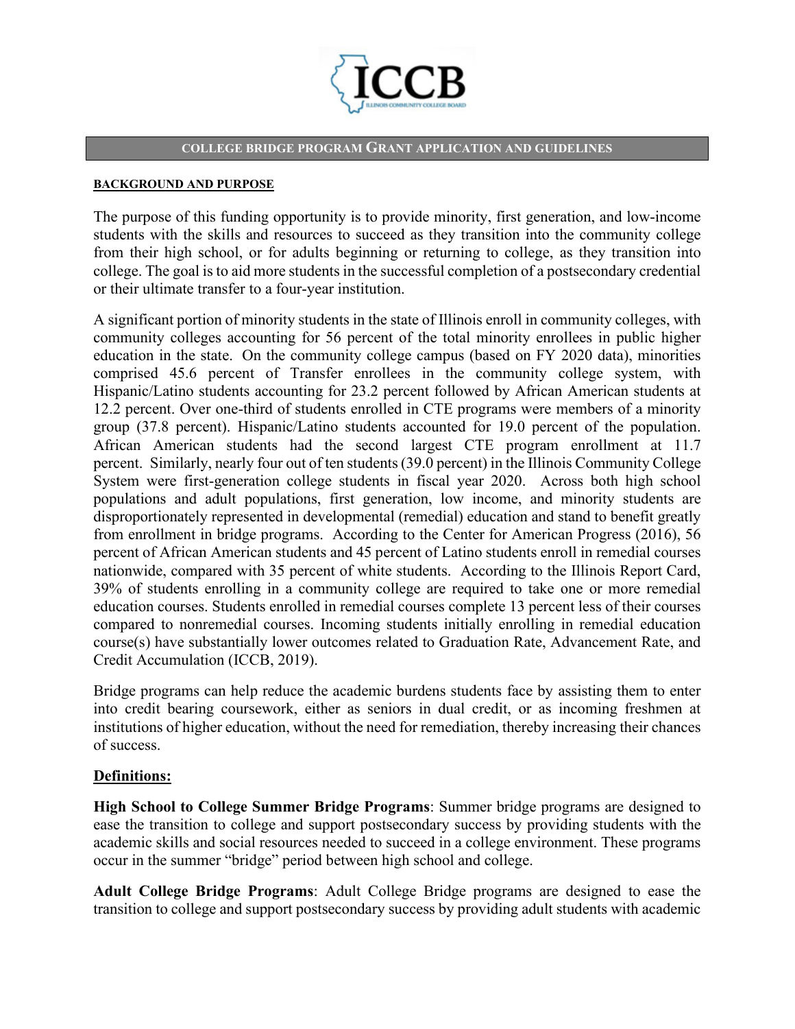ICCB

ILLINOIS COMMUNITY COLLEGE BOARD

# COLLEGE BRIDGE PROGRAM GRANT APPLICATION AND GUIDELINES

## BACKGROUND AND PURPOSE

The purpose of this funding opportunity is to provide minority, first generation, and low-income students with the skills and resources to succeed as they transition into the community college from their high school, or for adults beginning or returning to college, as they transition into college. The goal is to aid more students in the successful completion of a postsecondary credential or their ultimate transfer to a four-year institution.

A significant portion of minority students in the state of Illinois enroll in community colleges, with community colleges accounting for 56 percent of the total minority enrollees in public higher education in the state. On the community college campus (based on FY 2020 data), minorities comprised 45.6 percent of Transfer enrollees in the community college system, with Hispanic/Latino students accounting for 23.2 percent followed by African American students at 12.2 percent. Over one-third of students enrolled in CTE programs were members of a minority group (37.8 percent). Hispanic/Latino students accounted for 19.0 percent of the population. African American students had the second largest CTE program enrollment at 11.7 percent. Similarly, nearly four out of ten students (39.0 percent) in the Illinois Community College System were first-generation college students in fiscal year 2020. Across both high school populations and adult populations, first generation, low income, and minority students are disproportionately represented in developmental (remedial) education and stand to benefit greatly from enrollment in bridge programs. According to the Center for American Progress (2016), 56 percent of African American students and 45 percent of Latino students enroll in remedial courses nationwide, compared with 35 percent of white students. According to the Illinois Report Card, 39% of students enrolling in a community college are required to take one or more remedial education courses. Students enrolled in remedial courses complete 13 percent less of their courses compared to nonremedial courses. Incoming students initially enrolling in remedial education course(s) have substantially lower outcomes related to Graduation Rate, Advancement Rate, and Credit Accumulation (ICCB, 2019).

Bridge programs can help reduce the academic burdens students face by assisting them to enter into credit bearing coursework, either as seniors in dual credit, or as incoming freshmen at institutions of higher education, without the need for remediation, thereby increasing their chances of success.

## Definitions:

**High School to College Summer Bridge Programs**: Summer bridge programs are designed to ease the transition to college and support postsecondary success by providing students with the academic skills and social resources needed to succeed in a college environment. These programs occur in the summer "bridge" period between high school and college.

**Adult College Bridge Programs**: Adult College Bridge programs are designed to ease the transition to college and support postsecondary success by providing adult students with academic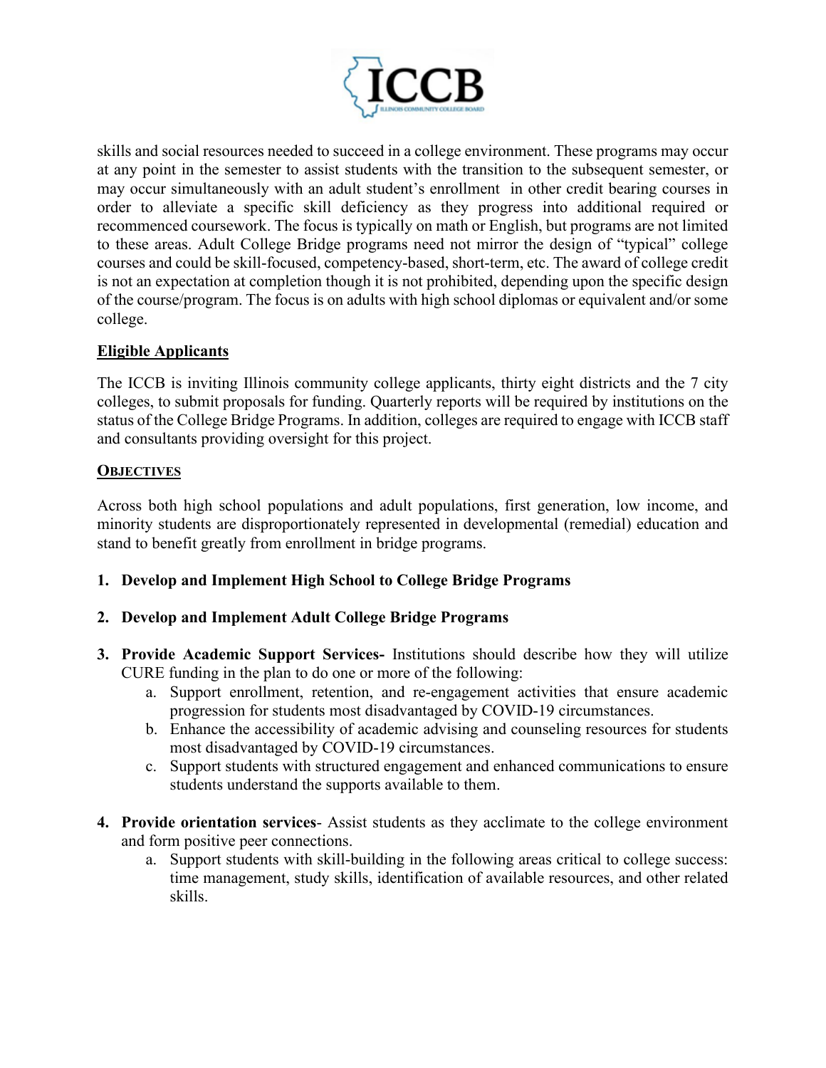skills and social resources needed to succeed in a college environment. These programs may occur at any point in the semester to assist students with the transition to the subsequent semester, or may occur simultaneously with an adult student's enrollment in other credit bearing courses in order to alleviate a specific skill deficiency as they progress into additional required or recommenced coursework. The focus is typically on math or English, but programs are not limited to these areas. Adult College Bridge programs need not mirror the design of "typical" college courses and could be skill-focused, competency-based, short-term, etc. The award of college credit is not an expectation at completion though it is not prohibited, depending upon the specific design of the course/program. The focus is on adults with high school diplomas or equivalent and/or some college.

## Eligible Applicants

The ICCB is inviting Illinois community college applicants, thirty eight districts and the 7 city colleges, to submit proposals for funding. Quarterly reports will be required by institutions on the status of the College Bridge Programs. In addition, colleges are required to engage with ICCB staff and consultants providing oversight for this project.

## OBJECTIVES

Across both high school populations and adult populations, first generation, low income, and minority students are disproportionately represented in developmental (remedial) education and stand to benefit greatly from enrollment in bridge programs.

1. **Develop and Implement High School to College Bridge Programs**

2. **Develop and Implement Adult College Bridge Programs**

3. **Provide Academic Support Services-** Institutions should describe how they will utilize CURE funding in the plan to do one or more of the following:
   a. Support enrollment, retention, and re-engagement activities that ensure academic progression for students most disadvantaged by COVID-19 circumstances.
   b. Enhance the accessibility of academic advising and counseling resources for students most disadvantaged by COVID-19 circumstances.
   c. Support students with structured engagement and enhanced communications to ensure students understand the supports available to them.

4. **Provide orientation services**- Assist students as they acclimate to the college environment and form positive peer connections.
   a. Support students with skill-building in the following areas critical to college success: time management, study skills, identification of available resources, and other related skills.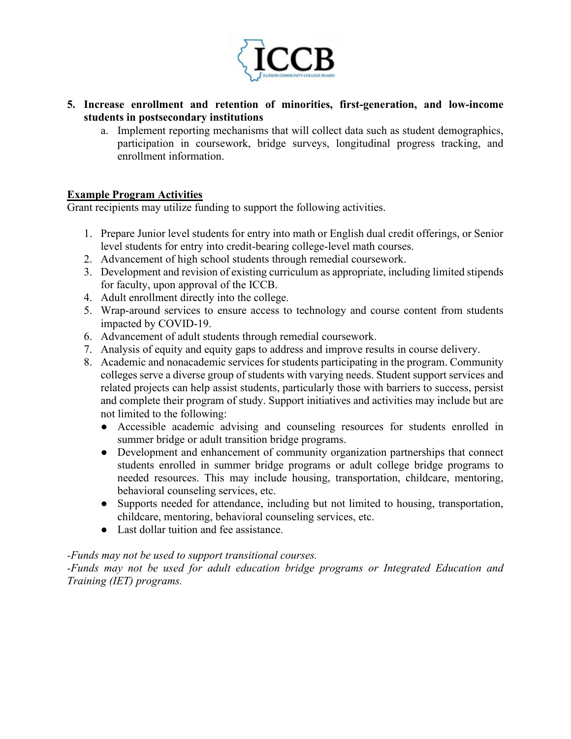5. **Increase enrollment and retention of minorities, first-generation, and low-income students in postsecondary institutions**
   a. Implement reporting mechanisms that will collect data such as student demographics, participation in coursework, bridge surveys, longitudinal progress tracking, and enrollment information.

**Example Program Activities**

Grant recipients may utilize funding to support the following activities.

1. Prepare Junior level students for entry into math or English dual credit offerings, or Senior level students for entry into credit-bearing college-level math courses.
2. Advancement of high school students through remedial coursework.
3. Development and revision of existing curriculum as appropriate, including limited stipends for faculty, upon approval of the ICCB.
4. Adult enrollment directly into the college.
5. Wrap-around services to ensure access to technology and course content from students impacted by COVID-19.
6. Advancement of adult students through remedial coursework.
7. Analysis of equity and equity gaps to address and improve results in course delivery.
8. Academic and nonacademic services for students participating in the program. Community colleges serve a diverse group of students with varying needs. Student support services and related projects can help assist students, particularly those with barriers to success, persist and complete their program of study. Support initiatives and activities may include but are not limited to the following:
   - Accessible academic advising and counseling resources for students enrolled in summer bridge or adult transition bridge programs.
   - Development and enhancement of community organization partnerships that connect students enrolled in summer bridge programs or adult college bridge programs to needed resources. This may include housing, transportation, childcare, mentoring, behavioral counseling services, etc.
   - Supports needed for attendance, including but not limited to housing, transportation, childcare, mentoring, behavioral counseling services, etc.
   - Last dollar tuition and fee assistance.

*-Funds may not be used to support transitional courses.*
*-Funds may not be used for adult education bridge programs or Integrated Education and Training (IET) programs.*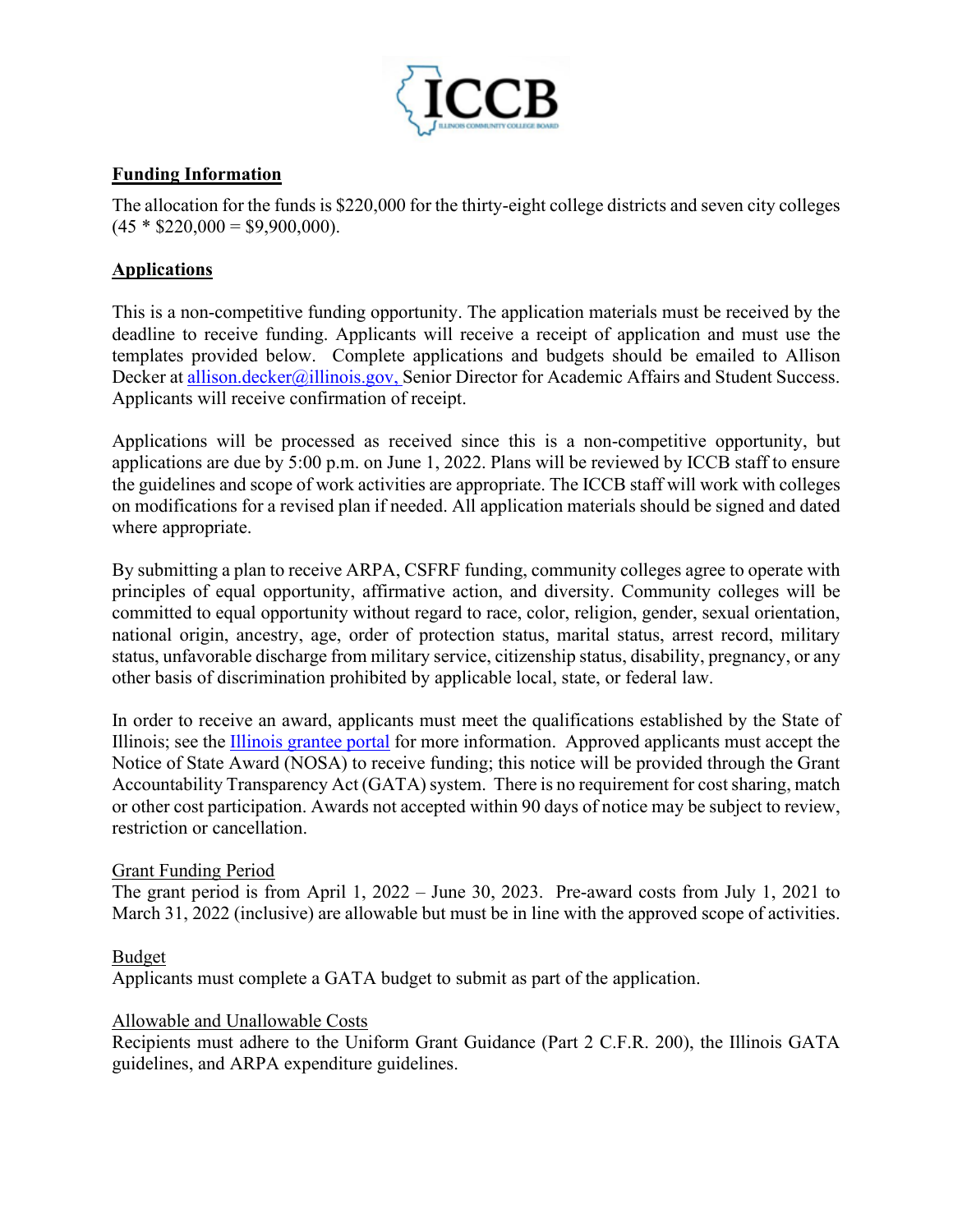**Funding Information**

The allocation for the funds is $220,000 for the thirty-eight college districts and seven city colleges (45 * $220,000 = $9,900,000).

**Applications**

This is a non-competitive funding opportunity. The application materials must be received by the deadline to receive funding. Applicants will receive a receipt of application and must use the templates provided below. Complete applications and budgets should be emailed to Allison Decker at allison.decker@illinois.gov, Senior Director for Academic Affairs and Student Success. Applicants will receive confirmation of receipt.

Applications will be processed as received since this is a non-competitive opportunity, but applications are due by 5:00 p.m. on June 1, 2022. Plans will be reviewed by ICCB staff to ensure the guidelines and scope of work activities are appropriate. The ICCB staff will work with colleges on modifications for a revised plan if needed. All application materials should be signed and dated where appropriate.

By submitting a plan to receive ARPA, CSFRF funding, community colleges agree to operate with principles of equal opportunity, affirmative action, and diversity. Community colleges will be committed to equal opportunity without regard to race, color, religion, gender, sexual orientation, national origin, ancestry, age, order of protection status, marital status, arrest record, military status, unfavorable discharge from military service, citizenship status, disability, pregnancy, or any other basis of discrimination prohibited by applicable local, state, or federal law.

In order to receive an award, applicants must meet the qualifications established by the State of Illinois; see the Illinois grantee portal for more information. Approved applicants must accept the Notice of State Award (NOSA) to receive funding; this notice will be provided through the Grant Accountability Transparency Act (GATA) system. There is no requirement for cost sharing, match or other cost participation. Awards not accepted within 90 days of notice may be subject to review, restriction or cancellation.

Grant Funding Period

The grant period is from April 1, 2022 – June 30, 2023. Pre-award costs from July 1, 2021 to March 31, 2022 (inclusive) are allowable but must be in line with the approved scope of activities.

Budget

Applicants must complete a GATA budget to submit as part of the application.

Allowable and Unallowable Costs

Recipients must adhere to the Uniform Grant Guidance (Part 2 C.F.R. 200), the Illinois GATA guidelines, and ARPA expenditure guidelines.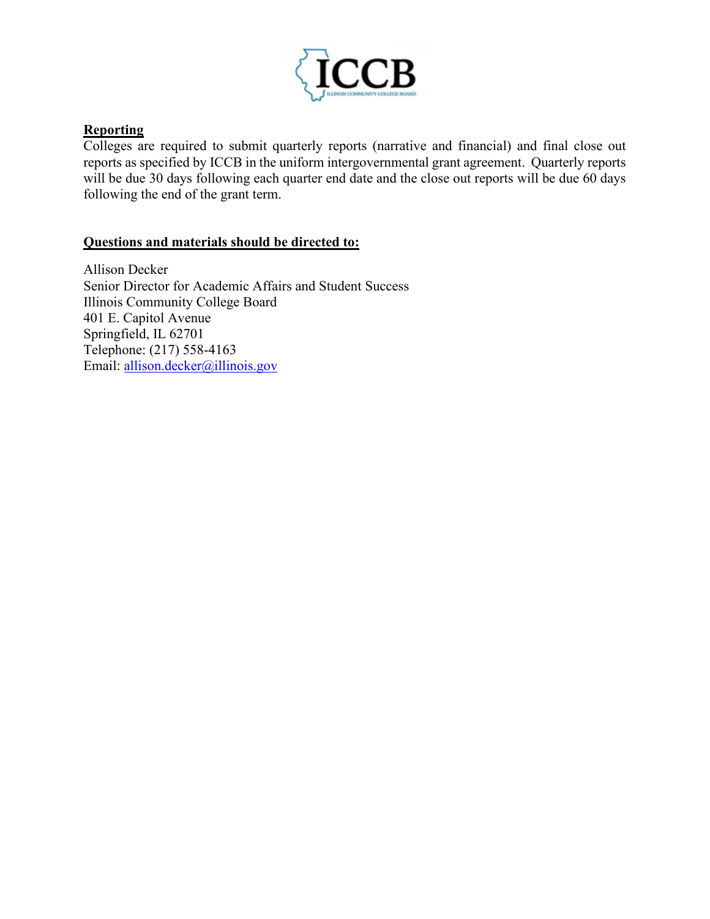**Reporting**

Colleges are required to submit quarterly reports (narrative and financial) and final close out reports as specified by ICCB in the uniform intergovernmental grant agreement. Quarterly reports will be due 30 days following each quarter end date and the close out reports will be due 60 days following the end of the grant term.

**Questions and materials should be directed to:**

Allison Decker
Senior Director for Academic Affairs and Student Success
Illinois Community College Board
401 E. Capitol Avenue
Springfield, IL 62701
Telephone: (217) 558-4163
Email: allison.decker@illinois.gov